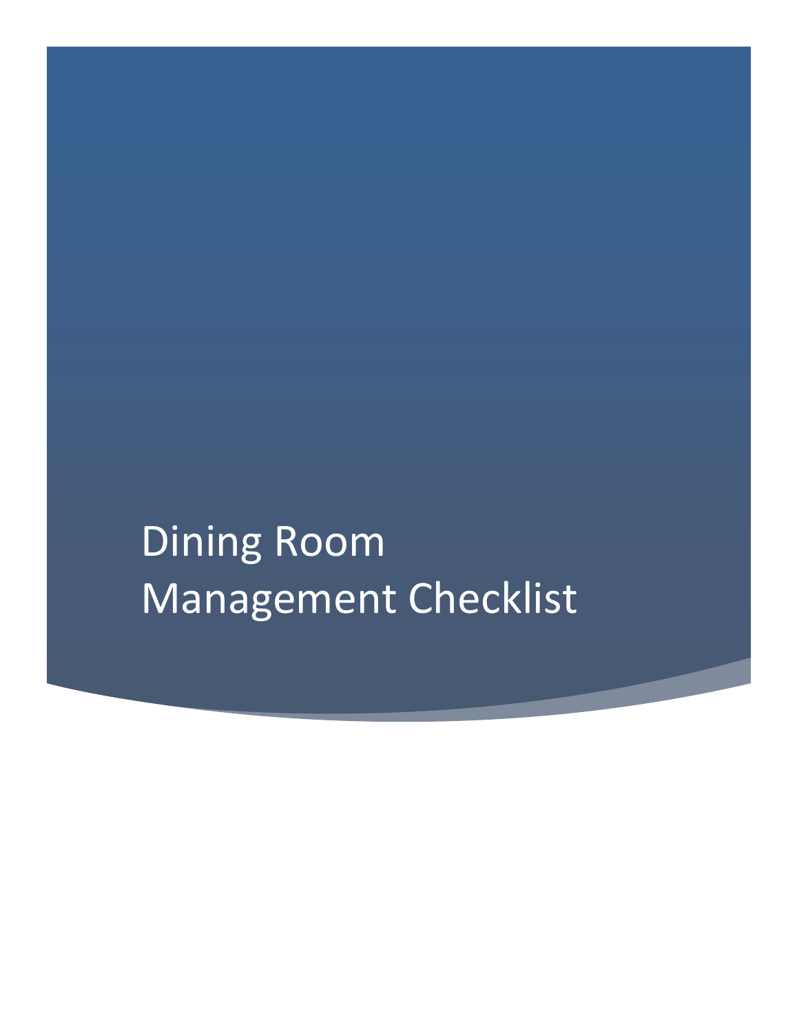# Dining Room Management Checklist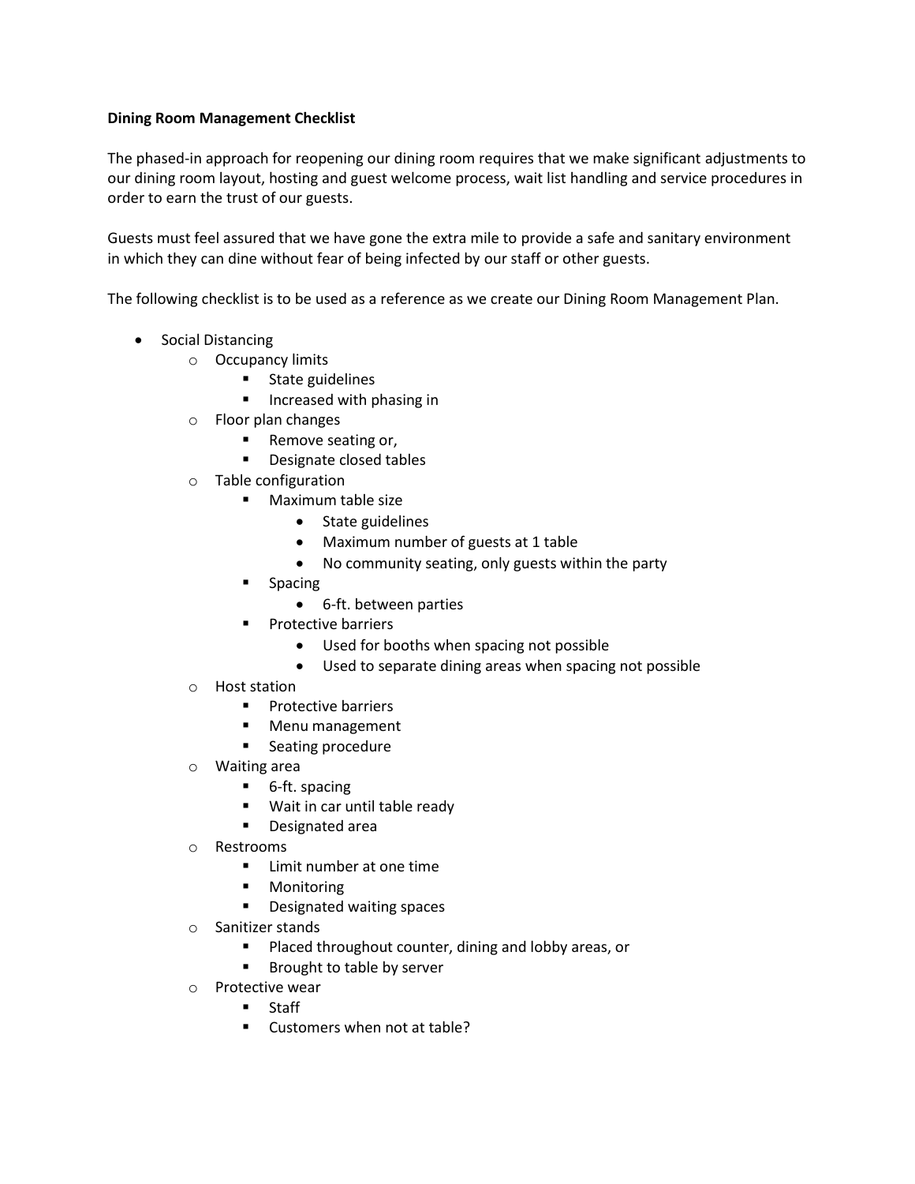**Dining Room Management Checklist**

The phased-in approach for reopening our dining room requires that we make significant adjustments to our dining room layout, hosting and guest welcome process, wait list handling and service procedures in order to earn the trust of our guests.

Guests must feel assured that we have gone the extra mile to provide a safe and sanitary environment in which they can dine without fear of being infected by our staff or other guests.

The following checklist is to be used as a reference as we create our Dining Room Management Plan.

- Social Distancing
  - Occupancy limits
    - State guidelines
    - Increased with phasing in
  - Floor plan changes
    - Remove seating or,
    - Designate closed tables
  - Table configuration
    - Maximum table size
      - State guidelines
      - Maximum number of guests at 1 table
      - No community seating, only guests within the party
    - Spacing
      - 6-ft. between parties
    - Protective barriers
      - Used for booths when spacing not possible
      - Used to separate dining areas when spacing not possible
  - Host station
    - Protective barriers
    - Menu management
    - Seating procedure
  - Waiting area
    - 6-ft. spacing
    - Wait in car until table ready
    - Designated area
  - Restrooms
    - Limit number at one time
    - Monitoring
    - Designated waiting spaces
  - Sanitizer stands
    - Placed throughout counter, dining and lobby areas, or
    - Brought to table by server
  - Protective wear
    - Staff
    - Customers when not at table?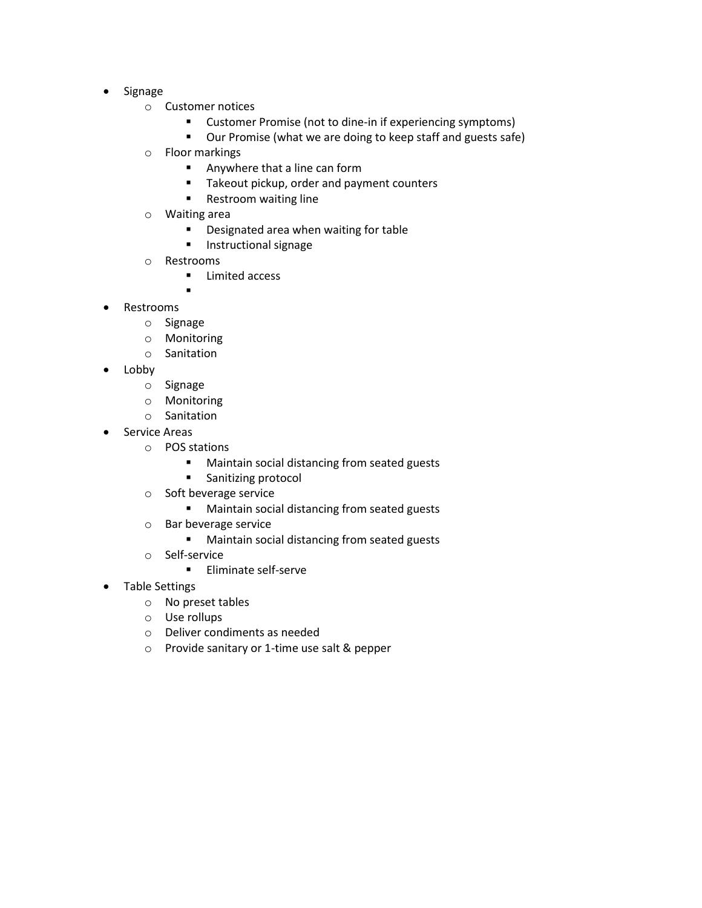- Signage
  - Customer notices
    - Customer Promise (not to dine-in if experiencing symptoms)
    - Our Promise (what we are doing to keep staff and guests safe)
  - Floor markings
    - Anywhere that a line can form
    - Takeout pickup, order and payment counters
    - Restroom waiting line
  - Waiting area
    - Designated area when waiting for table
    - Instructional signage
  - Restrooms
    - Limited access
    - 
- Restrooms
  - Signage
  - Monitoring
  - Sanitation
- Lobby
  - Signage
  - Monitoring
  - Sanitation
- Service Areas
  - POS stations
    - Maintain social distancing from seated guests
    - Sanitizing protocol
  - Soft beverage service
    - Maintain social distancing from seated guests
  - Bar beverage service
    - Maintain social distancing from seated guests
  - Self-service
    - Eliminate self-serve
- Table Settings
  - No preset tables
  - Use rollups
  - Deliver condiments as needed
  - Provide sanitary or 1-time use salt & pepper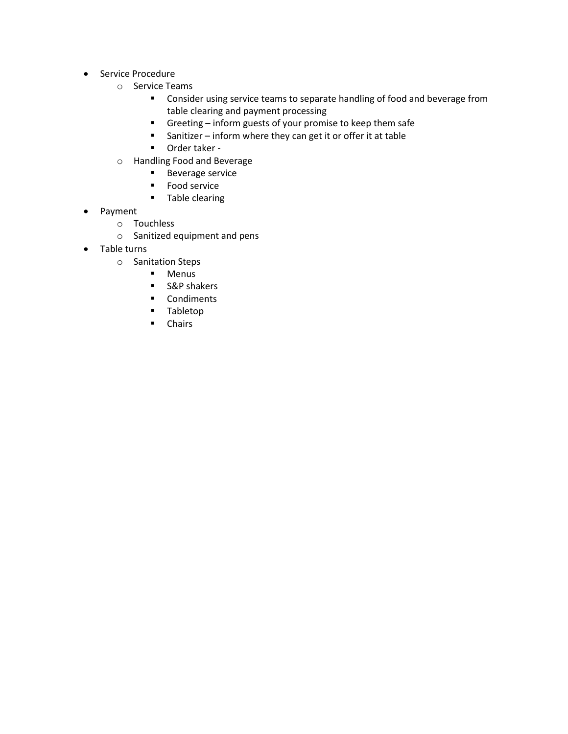- Service Procedure
    - Service Teams
        - Consider using service teams to separate handling of food and beverage from table clearing and payment processing
        - Greeting – inform guests of your promise to keep them safe
        - Sanitizer – inform where they can get it or offer it at table
        - Order taker -
    - Handling Food and Beverage
        - Beverage service
        - Food service
        - Table clearing
- Payment
    - Touchless
    - Sanitized equipment and pens
- Table turns
    - Sanitation Steps
        - Menus
        - S&P shakers
        - Condiments
        - Tabletop
        - Chairs